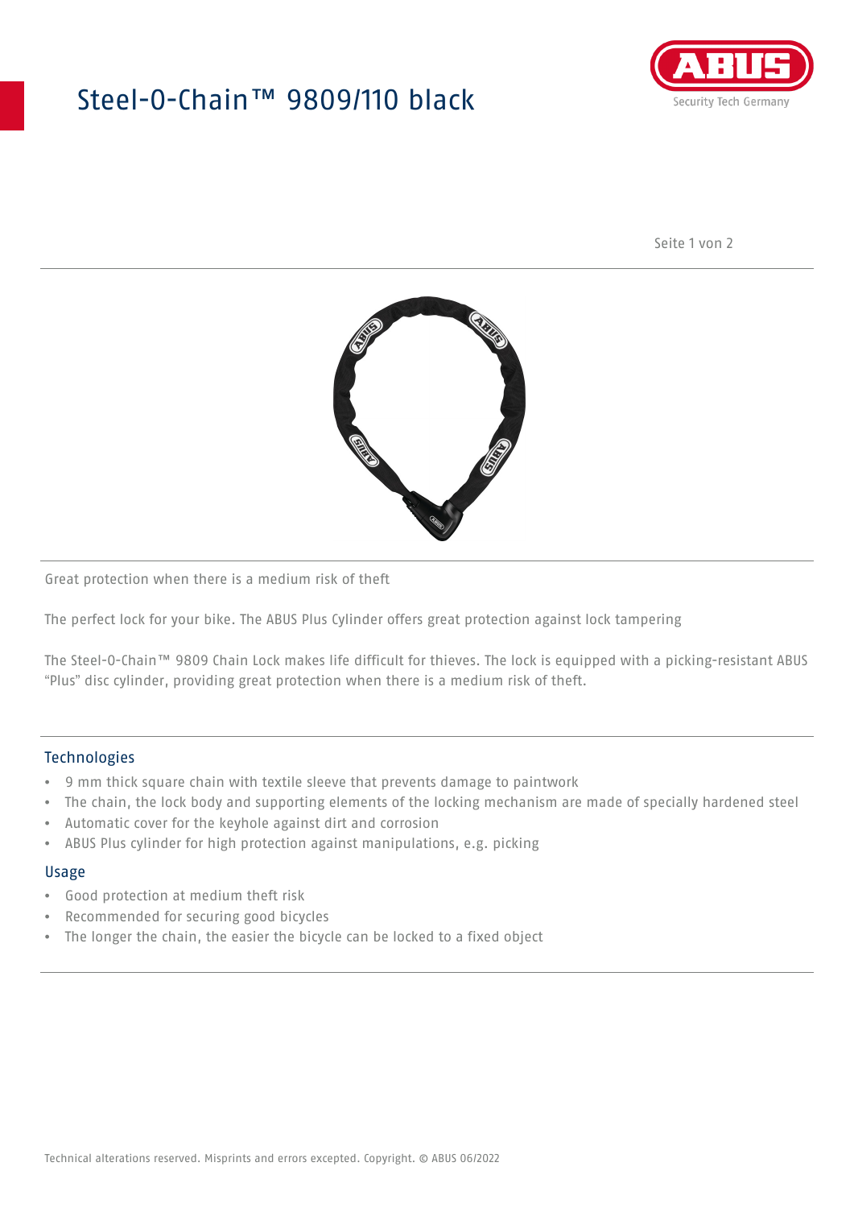# Steel-O-Chain™ 9809/110 black

Great protection when there is a medium risk of theft

The perfect lock for your bike. The ABUS Plus Cylinder offers great protection against lock tampering

The Steel-O-Chain™ 9809 Chain Lock makes life difficult for thieves. The lock is equipped with a picking-resistant ABUS "Plus" disc cylinder, providing great protection when there is a medium risk of theft.

## Technologies

- 9 mm thick square chain with textile sleeve that prevents damage to paintwork
- The chain, the lock body and supporting elements of the locking mechanism are made of specially hardened steel
- Automatic cover for the keyhole against dirt and corrosion
- ABUS Plus cylinder for high protection against manipulations, e.g. picking

## Usage

- Good protection at medium theft risk
- Recommended for securing good bicycles
- The longer the chain, the easier the bicycle can be locked to a fixed object

Technical alterations reserved. Misprints and errors excepted. Copyright. © ABUS 06/2022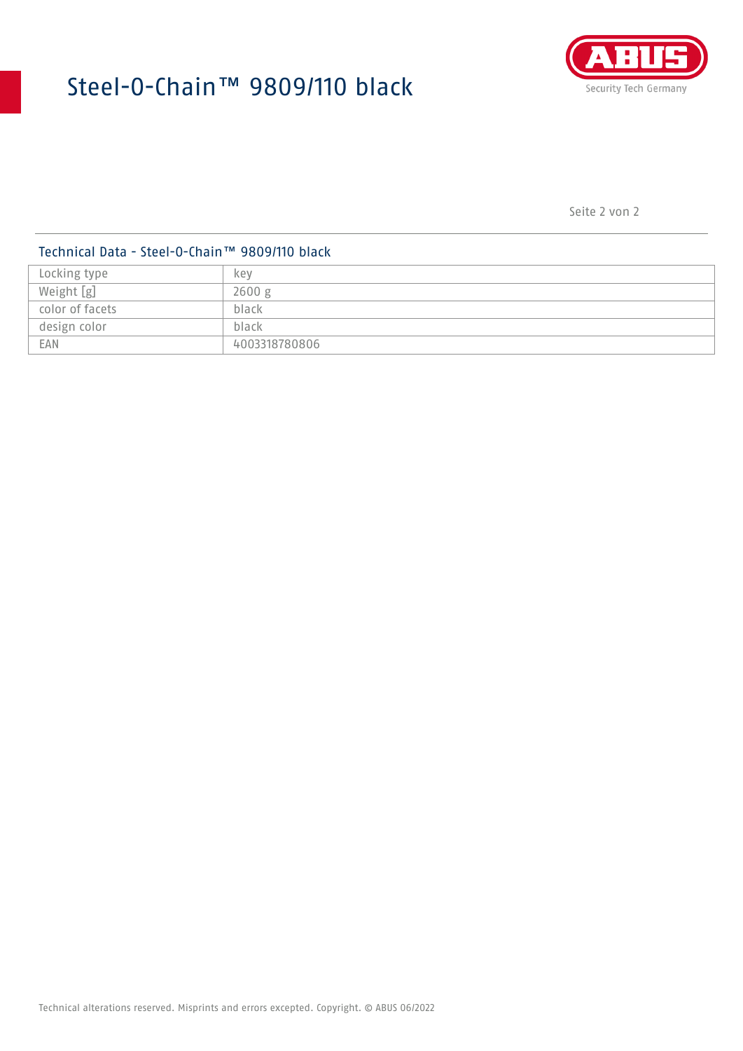# Steel-O-Chain™ 9809/110 black

## Technical Data - Steel-O-Chain™ 9809/110 black

| | |
|---|---|
| Locking type | key |
| Weight [g] | 2600 g |
| color of facets | black |
| design color | black |
| EAN | 4003318780806 |

Technical alterations reserved. Misprints and errors excepted. Copyright. © ABUS 06/2022